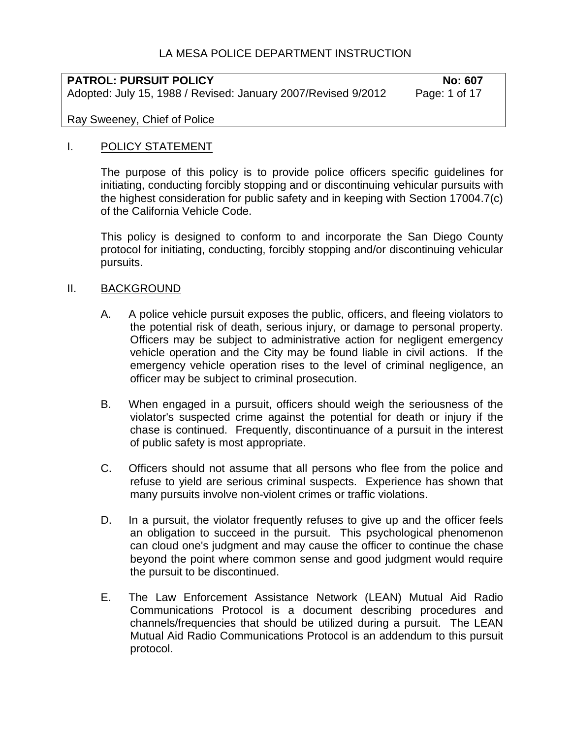LA MESA POLICE DEPARTMENT INSTRUCTION

**PATROL: PURSUIT POLICY** **No: 607**

Adopted: July 15, 1988 / Revised: January 2007/Revised 9/2012

Ray Sweeney, Chief of Police

## I. POLICY STATEMENT

The purpose of this policy is to provide police officers specific guidelines for initiating, conducting forcibly stopping and or discontinuing vehicular pursuits with the highest consideration for public safety and in keeping with Section 17004.7(c) of the California Vehicle Code.

This policy is designed to conform to and incorporate the San Diego County protocol for initiating, conducting, forcibly stopping and/or discontinuing vehicular pursuits.

## II. BACKGROUND

A. A police vehicle pursuit exposes the public, officers, and fleeing violators to the potential risk of death, serious injury, or damage to personal property. Officers may be subject to administrative action for negligent emergency vehicle operation and the City may be found liable in civil actions. If the emergency vehicle operation rises to the level of criminal negligence, an officer may be subject to criminal prosecution.

B. When engaged in a pursuit, officers should weigh the seriousness of the violator's suspected crime against the potential for death or injury if the chase is continued. Frequently, discontinuance of a pursuit in the interest of public safety is most appropriate.

C. Officers should not assume that all persons who flee from the police and refuse to yield are serious criminal suspects. Experience has shown that many pursuits involve non-violent crimes or traffic violations.

D. In a pursuit, the violator frequently refuses to give up and the officer feels an obligation to succeed in the pursuit. This psychological phenomenon can cloud one's judgment and may cause the officer to continue the chase beyond the point where common sense and good judgment would require the pursuit to be discontinued.

E. The Law Enforcement Assistance Network (LEAN) Mutual Aid Radio Communications Protocol is a document describing procedures and channels/frequencies that should be utilized during a pursuit. The LEAN Mutual Aid Radio Communications Protocol is an addendum to this pursuit protocol.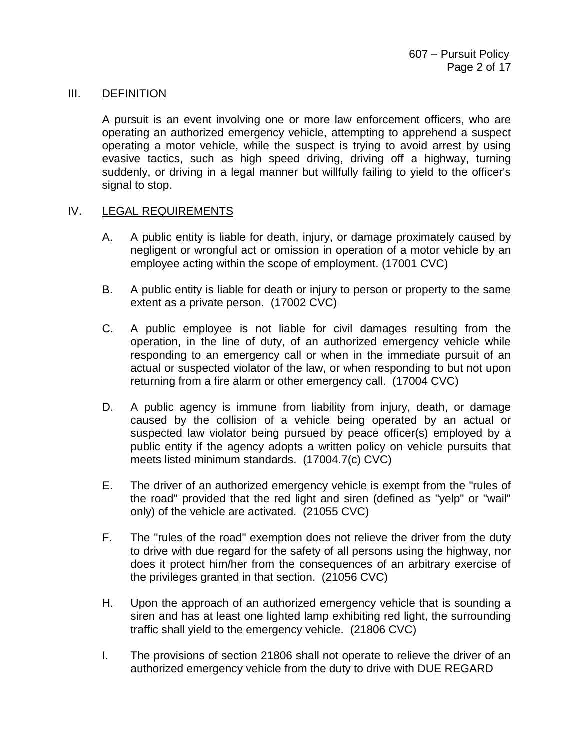## III. DEFINITION

A pursuit is an event involving one or more law enforcement officers, who are operating an authorized emergency vehicle, attempting to apprehend a suspect operating a motor vehicle, while the suspect is trying to avoid arrest by using evasive tactics, such as high speed driving, driving off a highway, turning suddenly, or driving in a legal manner but willfully failing to yield to the officer's signal to stop.

## IV. LEGAL REQUIREMENTS

A. A public entity is liable for death, injury, or damage proximately caused by negligent or wrongful act or omission in operation of a motor vehicle by an employee acting within the scope of employment. (17001 CVC)

B. A public entity is liable for death or injury to person or property to the same extent as a private person. (17002 CVC)

C. A public employee is not liable for civil damages resulting from the operation, in the line of duty, of an authorized emergency vehicle while responding to an emergency call or when in the immediate pursuit of an actual or suspected violator of the law, or when responding to but not upon returning from a fire alarm or other emergency call. (17004 CVC)

D. A public agency is immune from liability from injury, death, or damage caused by the collision of a vehicle being operated by an actual or suspected law violator being pursued by peace officer(s) employed by a public entity if the agency adopts a written policy on vehicle pursuits that meets listed minimum standards. (17004.7(c) CVC)

E. The driver of an authorized emergency vehicle is exempt from the "rules of the road" provided that the red light and siren (defined as "yelp" or "wail" only) of the vehicle are activated. (21055 CVC)

F. The "rules of the road" exemption does not relieve the driver from the duty to drive with due regard for the safety of all persons using the highway, nor does it protect him/her from the consequences of an arbitrary exercise of the privileges granted in that section. (21056 CVC)

H. Upon the approach of an authorized emergency vehicle that is sounding a siren and has at least one lighted lamp exhibiting red light, the surrounding traffic shall yield to the emergency vehicle. (21806 CVC)

I. The provisions of section 21806 shall not operate to relieve the driver of an authorized emergency vehicle from the duty to drive with DUE REGARD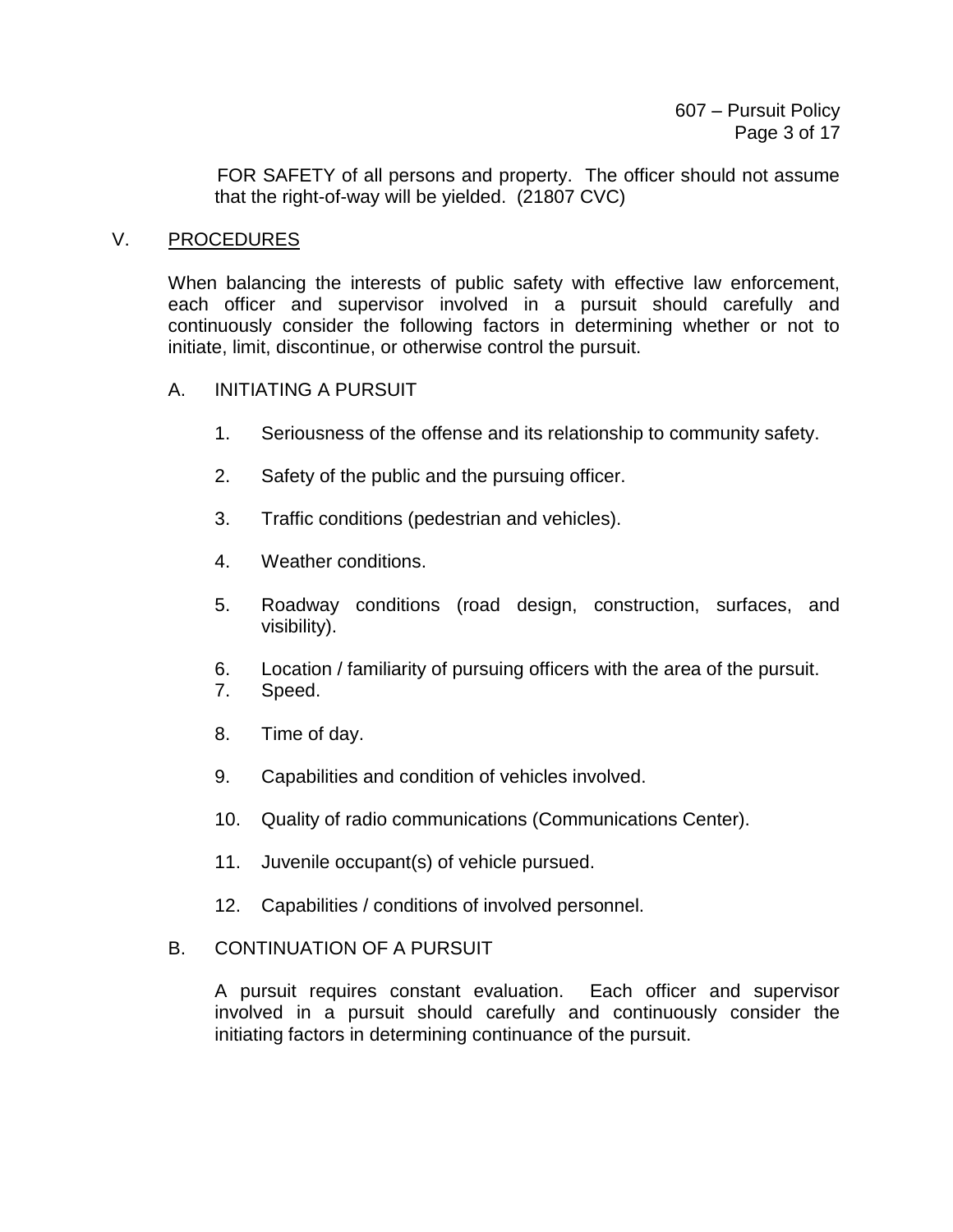FOR SAFETY of all persons and property. The officer should not assume that the right-of-way will be yielded. (21807 CVC)

## V. PROCEDURES

When balancing the interests of public safety with effective law enforcement, each officer and supervisor involved in a pursuit should carefully and continuously consider the following factors in determining whether or not to initiate, limit, discontinue, or otherwise control the pursuit.

### A. INITIATING A PURSUIT

1. Seriousness of the offense and its relationship to community safety.
2. Safety of the public and the pursuing officer.
3. Traffic conditions (pedestrian and vehicles).
4. Weather conditions.
5. Roadway conditions (road design, construction, surfaces, and visibility).
6. Location / familiarity of pursuing officers with the area of the pursuit.
7. Speed.
8. Time of day.
9. Capabilities and condition of vehicles involved.
10. Quality of radio communications (Communications Center).
11. Juvenile occupant(s) of vehicle pursued.
12. Capabilities / conditions of involved personnel.

### B. CONTINUATION OF A PURSUIT

A pursuit requires constant evaluation. Each officer and supervisor involved in a pursuit should carefully and continuously consider the initiating factors in determining continuance of the pursuit.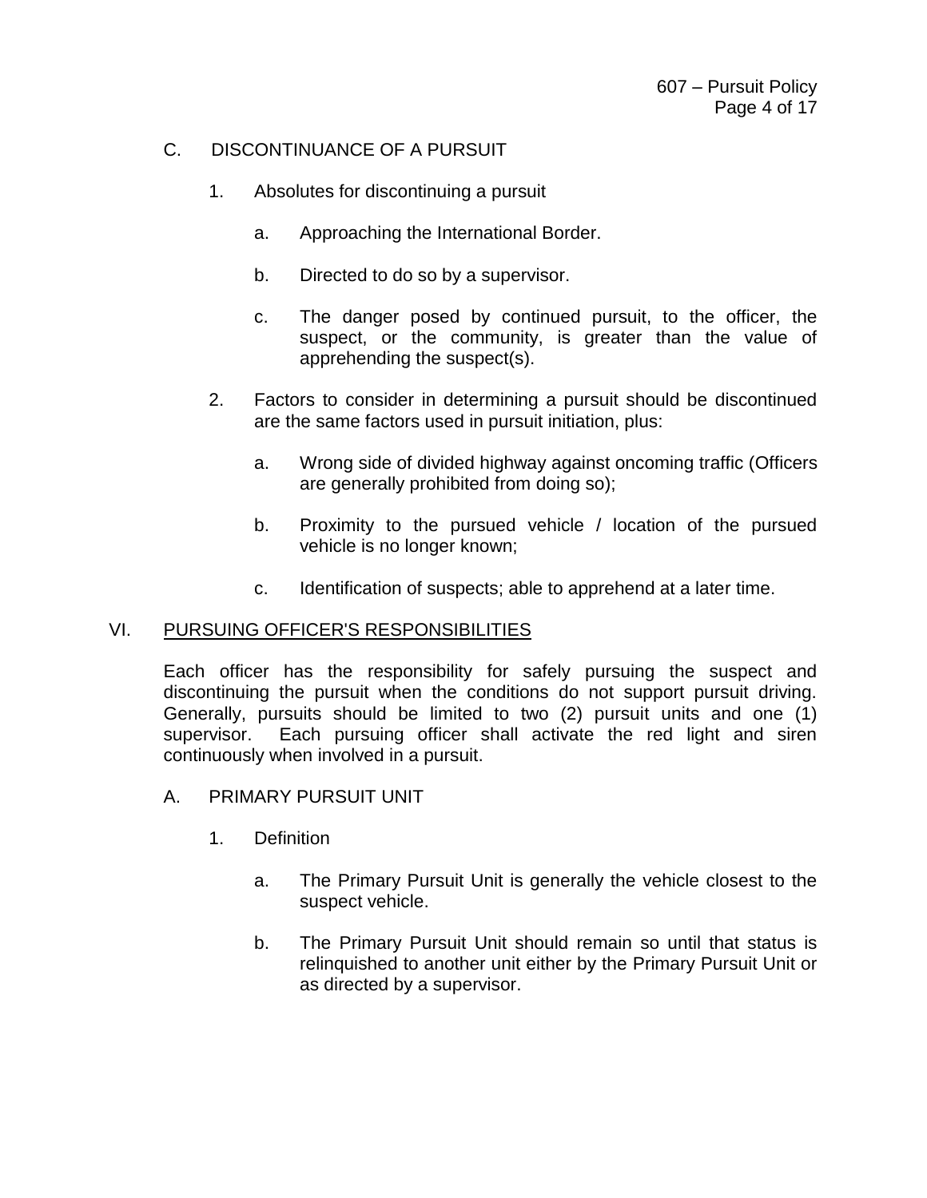### C. DISCONTINUANCE OF A PURSUIT

1. Absolutes for discontinuing a pursuit

    a. Approaching the International Border.

    b. Directed to do so by a supervisor.

    c. The danger posed by continued pursuit, to the officer, the suspect, or the community, is greater than the value of apprehending the suspect(s).

2. Factors to consider in determining a pursuit should be discontinued are the same factors used in pursuit initiation, plus:

    a. Wrong side of divided highway against oncoming traffic (Officers are generally prohibited from doing so);

    b. Proximity to the pursued vehicle / location of the pursued vehicle is no longer known;

    c. Identification of suspects; able to apprehend at a later time.

## VI. PURSUING OFFICER'S RESPONSIBILITIES

Each officer has the responsibility for safely pursuing the suspect and discontinuing the pursuit when the conditions do not support pursuit driving. Generally, pursuits should be limited to two (2) pursuit units and one (1) supervisor. Each pursuing officer shall activate the red light and siren continuously when involved in a pursuit.

### A. PRIMARY PURSUIT UNIT

1. Definition

    a. The Primary Pursuit Unit is generally the vehicle closest to the suspect vehicle.

    b. The Primary Pursuit Unit should remain so until that status is relinquished to another unit either by the Primary Pursuit Unit or as directed by a supervisor.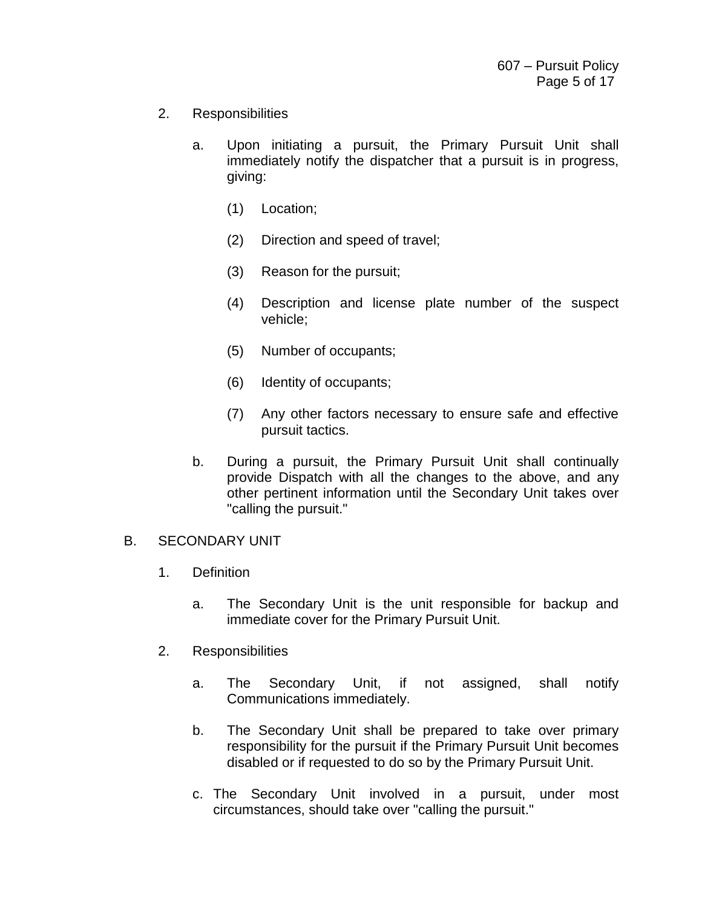2. Responsibilities

   a. Upon initiating a pursuit, the Primary Pursuit Unit shall immediately notify the dispatcher that a pursuit is in progress, giving:

      (1) Location;

      (2) Direction and speed of travel;

      (3) Reason for the pursuit;

      (4) Description and license plate number of the suspect vehicle;

      (5) Number of occupants;

      (6) Identity of occupants;

      (7) Any other factors necessary to ensure safe and effective pursuit tactics.

   b. During a pursuit, the Primary Pursuit Unit shall continually provide Dispatch with all the changes to the above, and any other pertinent information until the Secondary Unit takes over "calling the pursuit."

B. SECONDARY UNIT

1. Definition

   a. The Secondary Unit is the unit responsible for backup and immediate cover for the Primary Pursuit Unit.

2. Responsibilities

   a. The Secondary Unit, if not assigned, shall notify Communications immediately.

   b. The Secondary Unit shall be prepared to take over primary responsibility for the pursuit if the Primary Pursuit Unit becomes disabled or if requested to do so by the Primary Pursuit Unit.

   c. The Secondary Unit involved in a pursuit, under most circumstances, should take over "calling the pursuit."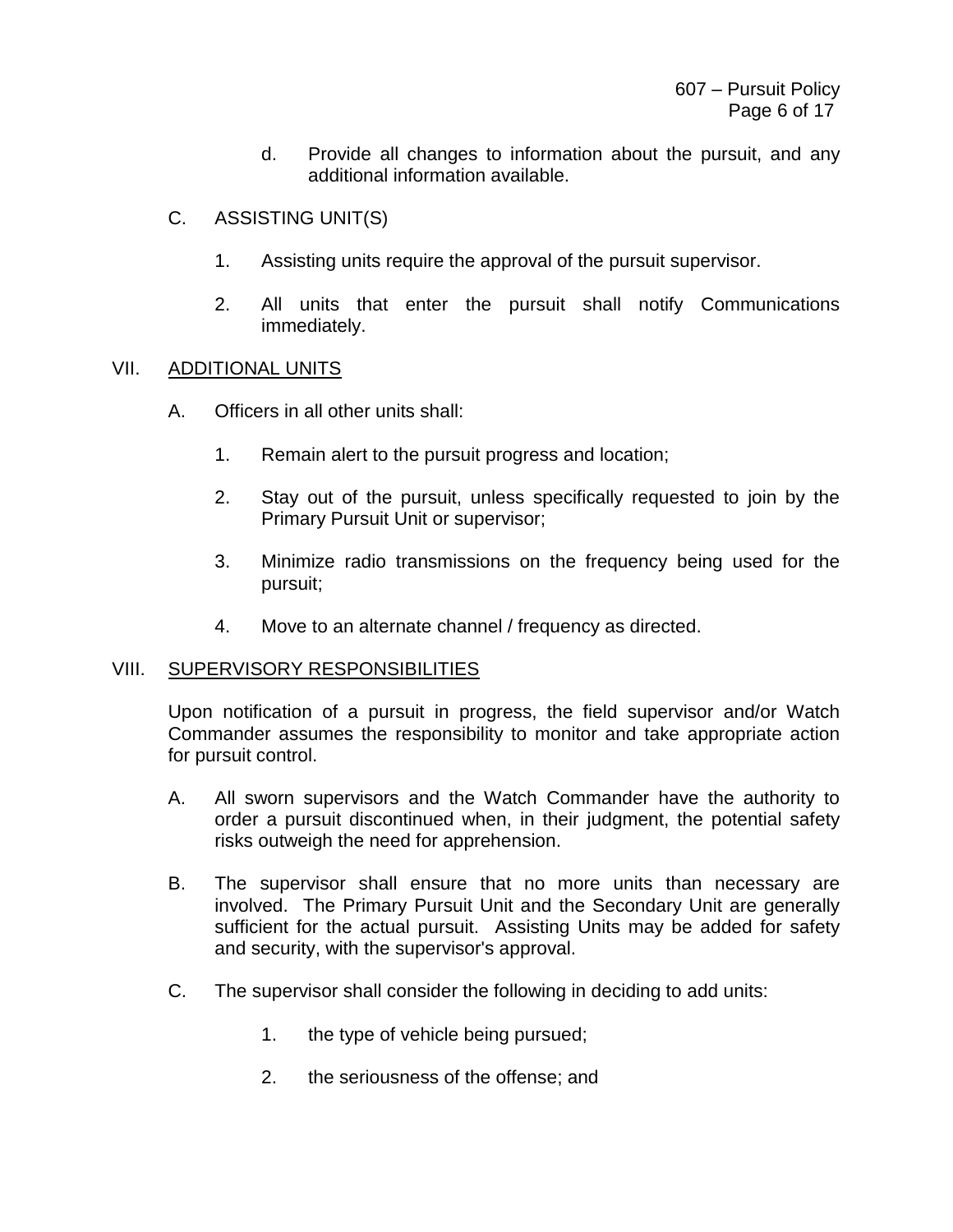d. Provide all changes to information about the pursuit, and any additional information available.

C. ASSISTING UNIT(S)

1. Assisting units require the approval of the pursuit supervisor.

2. All units that enter the pursuit shall notify Communications immediately.

## VII. ADDITIONAL UNITS

A. Officers in all other units shall:

1. Remain alert to the pursuit progress and location;

2. Stay out of the pursuit, unless specifically requested to join by the Primary Pursuit Unit or supervisor;

3. Minimize radio transmissions on the frequency being used for the pursuit;

4. Move to an alternate channel / frequency as directed.

## VIII. SUPERVISORY RESPONSIBILITIES

Upon notification of a pursuit in progress, the field supervisor and/or Watch Commander assumes the responsibility to monitor and take appropriate action for pursuit control.

A. All sworn supervisors and the Watch Commander have the authority to order a pursuit discontinued when, in their judgment, the potential safety risks outweigh the need for apprehension.

B. The supervisor shall ensure that no more units than necessary are involved. The Primary Pursuit Unit and the Secondary Unit are generally sufficient for the actual pursuit. Assisting Units may be added for safety and security, with the supervisor's approval.

C. The supervisor shall consider the following in deciding to add units:

1. the type of vehicle being pursued;

2. the seriousness of the offense; and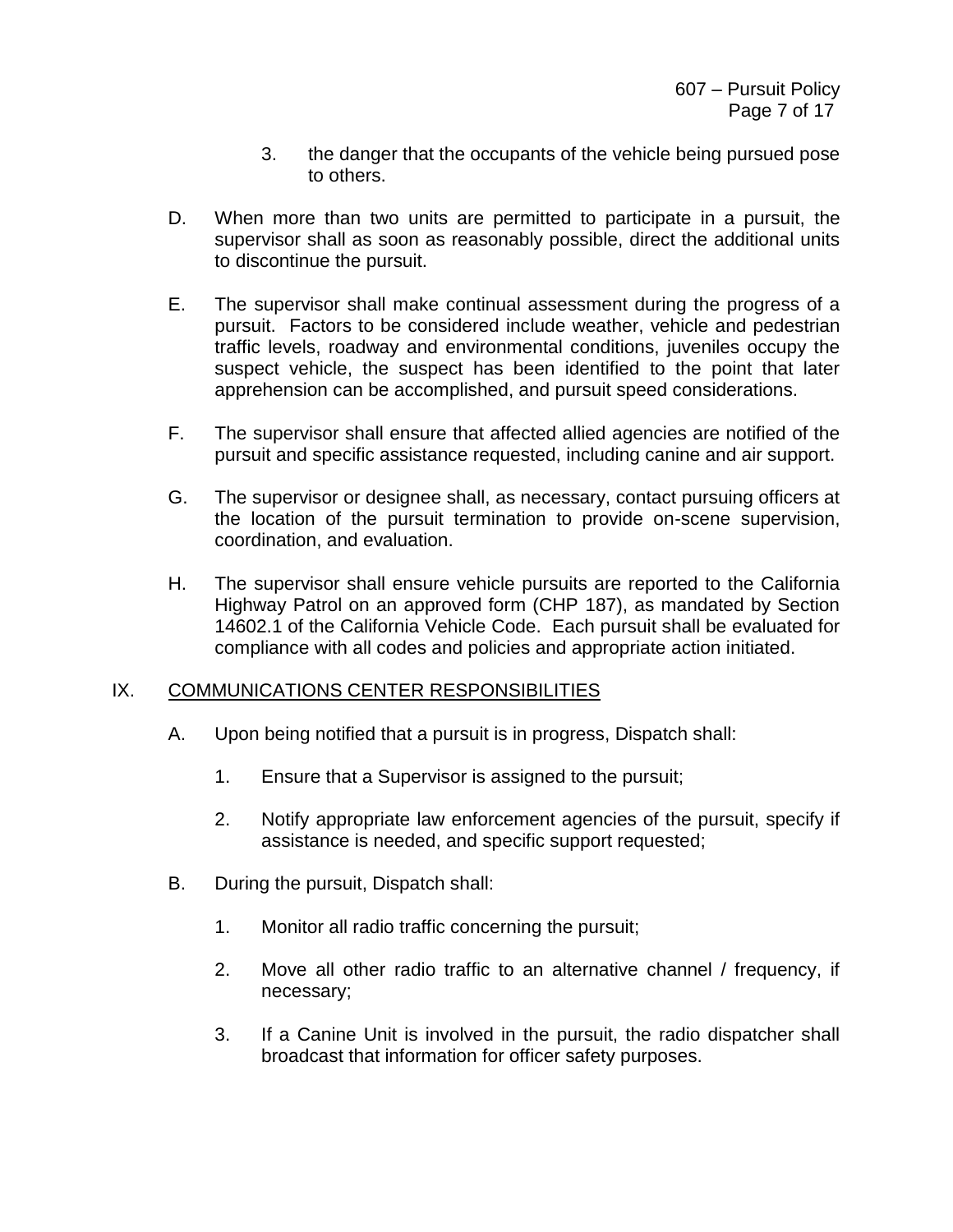3. the danger that the occupants of the vehicle being pursued pose to others.

D. When more than two units are permitted to participate in a pursuit, the supervisor shall as soon as reasonably possible, direct the additional units to discontinue the pursuit.

E. The supervisor shall make continual assessment during the progress of a pursuit. Factors to be considered include weather, vehicle and pedestrian traffic levels, roadway and environmental conditions, juveniles occupy the suspect vehicle, the suspect has been identified to the point that later apprehension can be accomplished, and pursuit speed considerations.

F. The supervisor shall ensure that affected allied agencies are notified of the pursuit and specific assistance requested, including canine and air support.

G. The supervisor or designee shall, as necessary, contact pursuing officers at the location of the pursuit termination to provide on-scene supervision, coordination, and evaluation.

H. The supervisor shall ensure vehicle pursuits are reported to the California Highway Patrol on an approved form (CHP 187), as mandated by Section 14602.1 of the California Vehicle Code. Each pursuit shall be evaluated for compliance with all codes and policies and appropriate action initiated.

## IX. <u>COMMUNICATIONS CENTER RESPONSIBILITIES</u>

A. Upon being notified that a pursuit is in progress, Dispatch shall:

1. Ensure that a Supervisor is assigned to the pursuit;

2. Notify appropriate law enforcement agencies of the pursuit, specify if assistance is needed, and specific support requested;

B. During the pursuit, Dispatch shall:

1. Monitor all radio traffic concerning the pursuit;

2. Move all other radio traffic to an alternative channel / frequency, if necessary;

3. If a Canine Unit is involved in the pursuit, the radio dispatcher shall broadcast that information for officer safety purposes.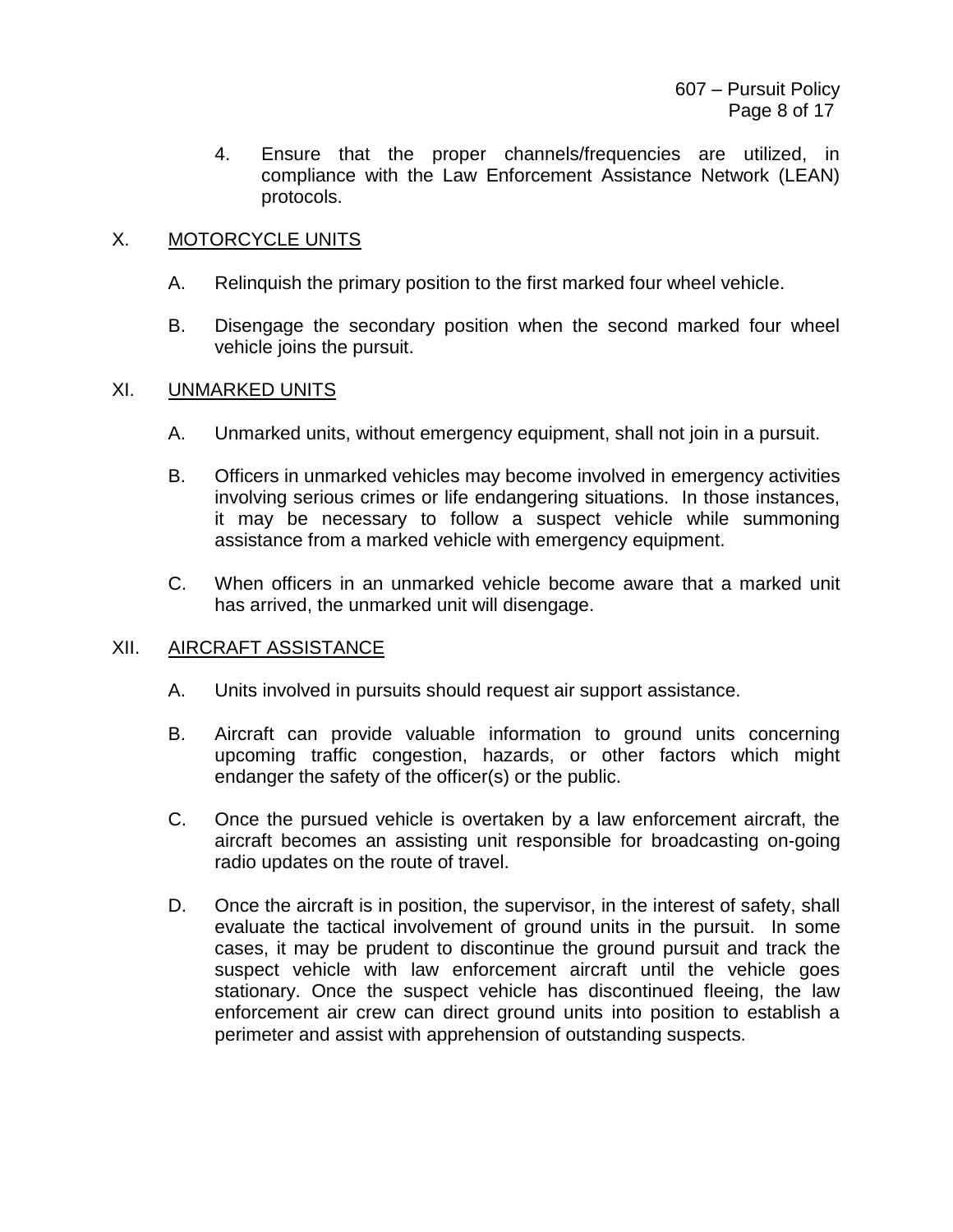4. Ensure that the proper channels/frequencies are utilized, in compliance with the Law Enforcement Assistance Network (LEAN) protocols.

## X. MOTORCYCLE UNITS

A. Relinquish the primary position to the first marked four wheel vehicle.

B. Disengage the secondary position when the second marked four wheel vehicle joins the pursuit.

## XI. UNMARKED UNITS

A. Unmarked units, without emergency equipment, shall not join in a pursuit.

B. Officers in unmarked vehicles may become involved in emergency activities involving serious crimes or life endangering situations. In those instances, it may be necessary to follow a suspect vehicle while summoning assistance from a marked vehicle with emergency equipment.

C. When officers in an unmarked vehicle become aware that a marked unit has arrived, the unmarked unit will disengage.

## XII. AIRCRAFT ASSISTANCE

A. Units involved in pursuits should request air support assistance.

B. Aircraft can provide valuable information to ground units concerning upcoming traffic congestion, hazards, or other factors which might endanger the safety of the officer(s) or the public.

C. Once the pursued vehicle is overtaken by a law enforcement aircraft, the aircraft becomes an assisting unit responsible for broadcasting on-going radio updates on the route of travel.

D. Once the aircraft is in position, the supervisor, in the interest of safety, shall evaluate the tactical involvement of ground units in the pursuit. In some cases, it may be prudent to discontinue the ground pursuit and track the suspect vehicle with law enforcement aircraft until the vehicle goes stationary. Once the suspect vehicle has discontinued fleeing, the law enforcement air crew can direct ground units into position to establish a perimeter and assist with apprehension of outstanding suspects.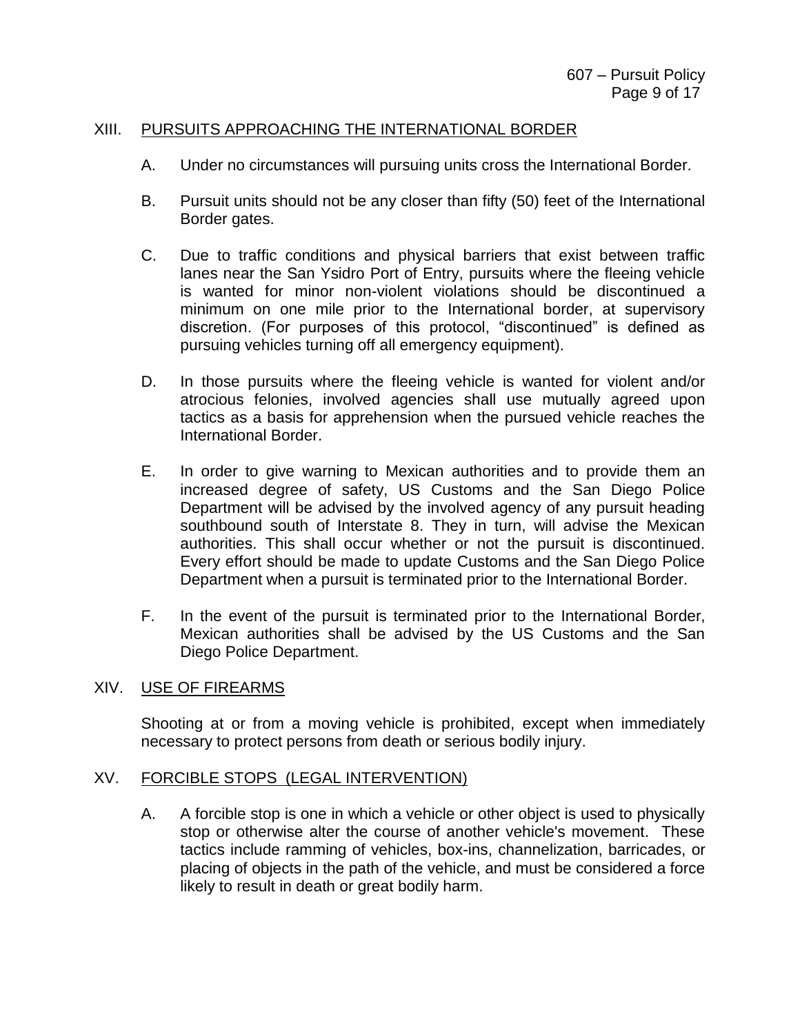## XIII. PURSUITS APPROACHING THE INTERNATIONAL BORDER

A. Under no circumstances will pursuing units cross the International Border.

B. Pursuit units should not be any closer than fifty (50) feet of the International Border gates.

C. Due to traffic conditions and physical barriers that exist between traffic lanes near the San Ysidro Port of Entry, pursuits where the fleeing vehicle is wanted for minor non-violent violations should be discontinued a minimum on one mile prior to the International border, at supervisory discretion. (For purposes of this protocol, "discontinued" is defined as pursuing vehicles turning off all emergency equipment).

D. In those pursuits where the fleeing vehicle is wanted for violent and/or atrocious felonies, involved agencies shall use mutually agreed upon tactics as a basis for apprehension when the pursued vehicle reaches the International Border.

E. In order to give warning to Mexican authorities and to provide them an increased degree of safety, US Customs and the San Diego Police Department will be advised by the involved agency of any pursuit heading southbound south of Interstate 8. They in turn, will advise the Mexican authorities. This shall occur whether or not the pursuit is discontinued. Every effort should be made to update Customs and the San Diego Police Department when a pursuit is terminated prior to the International Border.

F. In the event of the pursuit is terminated prior to the International Border, Mexican authorities shall be advised by the US Customs and the San Diego Police Department.

## XIV. USE OF FIREARMS

Shooting at or from a moving vehicle is prohibited, except when immediately necessary to protect persons from death or serious bodily injury.

## XV. FORCIBLE STOPS (LEGAL INTERVENTION)

A. A forcible stop is one in which a vehicle or other object is used to physically stop or otherwise alter the course of another vehicle's movement. These tactics include ramming of vehicles, box-ins, channelization, barricades, or placing of objects in the path of the vehicle, and must be considered a force likely to result in death or great bodily harm.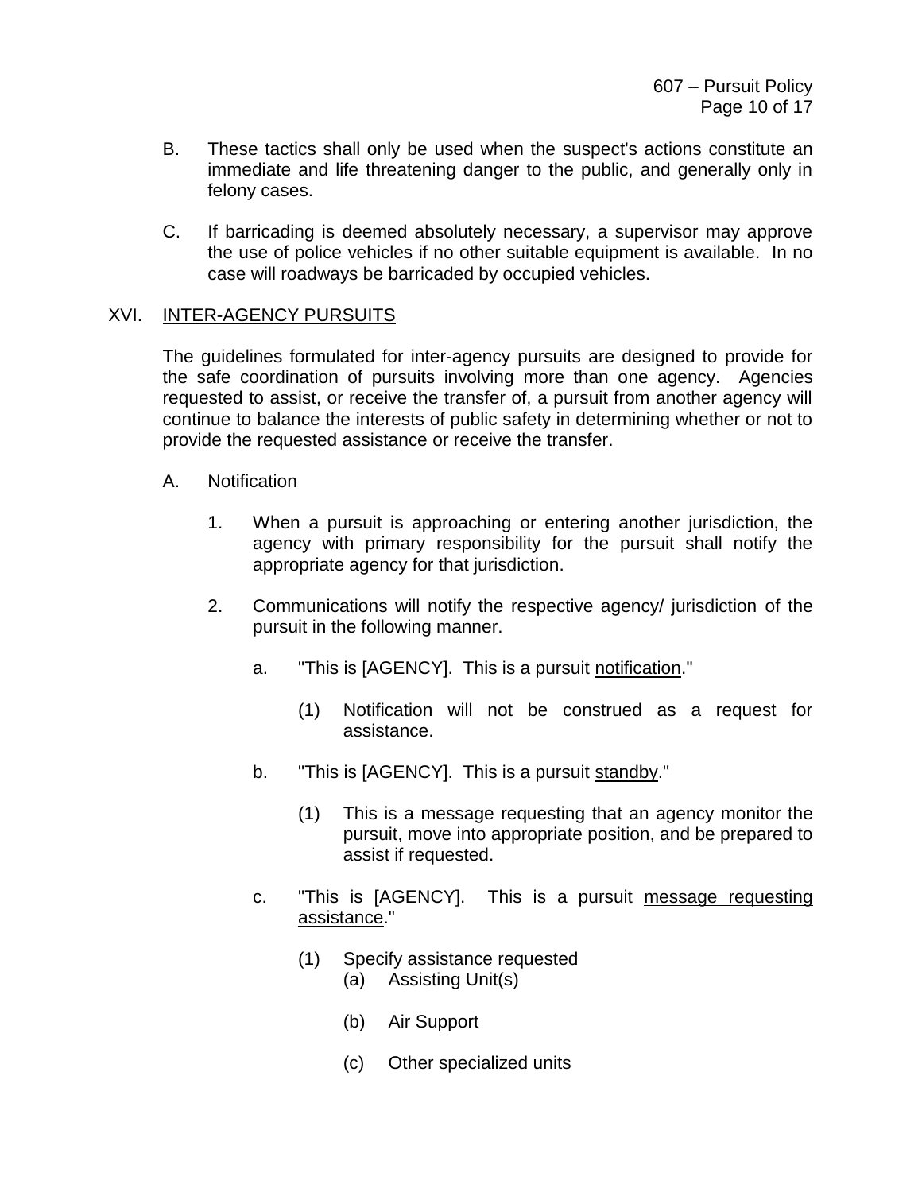B. These tactics shall only be used when the suspect's actions constitute an immediate and life threatening danger to the public, and generally only in felony cases.

C. If barricading is deemed absolutely necessary, a supervisor may approve the use of police vehicles if no other suitable equipment is available. In no case will roadways be barricaded by occupied vehicles.

## XVI. <u>INTER-AGENCY PURSUITS</u>

The guidelines formulated for inter-agency pursuits are designed to provide for the safe coordination of pursuits involving more than one agency. Agencies requested to assist, or receive the transfer of, a pursuit from another agency will continue to balance the interests of public safety in determining whether or not to provide the requested assistance or receive the transfer.

A. Notification

1. When a pursuit is approaching or entering another jurisdiction, the agency with primary responsibility for the pursuit shall notify the appropriate agency for that jurisdiction.

2. Communications will notify the respective agency/ jurisdiction of the pursuit in the following manner.

   a. "This is [AGENCY]. This is a pursuit <u>notification</u>."

      (1) Notification will not be construed as a request for assistance.

   b. "This is [AGENCY]. This is a pursuit <u>standby</u>."

      (1) This is a message requesting that an agency monitor the pursuit, move into appropriate position, and be prepared to assist if requested.

   c. "This is [AGENCY]. This is a pursuit <u>message requesting assistance</u>."

      (1) Specify assistance requested
         (a) Assisting Unit(s)

         (b) Air Support

         (c) Other specialized units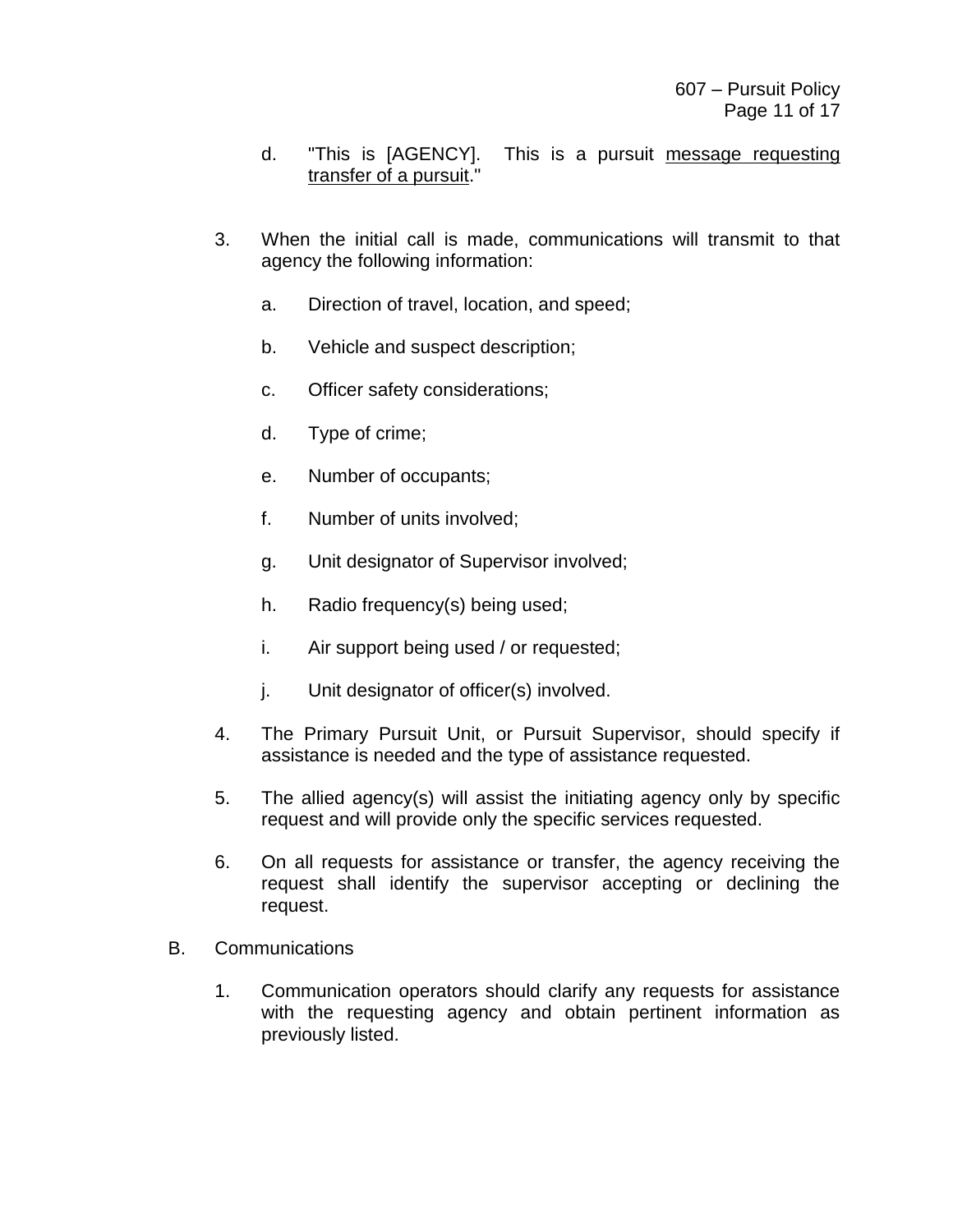d. "This is [AGENCY]. This is a pursuit <u>message requesting transfer of a pursuit</u>."

3. When the initial call is made, communications will transmit to that agency the following information:

   a. Direction of travel, location, and speed;

   b. Vehicle and suspect description;

   c. Officer safety considerations;

   d. Type of crime;

   e. Number of occupants;

   f. Number of units involved;

   g. Unit designator of Supervisor involved;

   h. Radio frequency(s) being used;

   i. Air support being used / or requested;

   j. Unit designator of officer(s) involved.

4. The Primary Pursuit Unit, or Pursuit Supervisor, should specify if assistance is needed and the type of assistance requested.

5. The allied agency(s) will assist the initiating agency only by specific request and will provide only the specific services requested.

6. On all requests for assistance or transfer, the agency receiving the request shall identify the supervisor accepting or declining the request.

B. Communications

   1. Communication operators should clarify any requests for assistance with the requesting agency and obtain pertinent information as previously listed.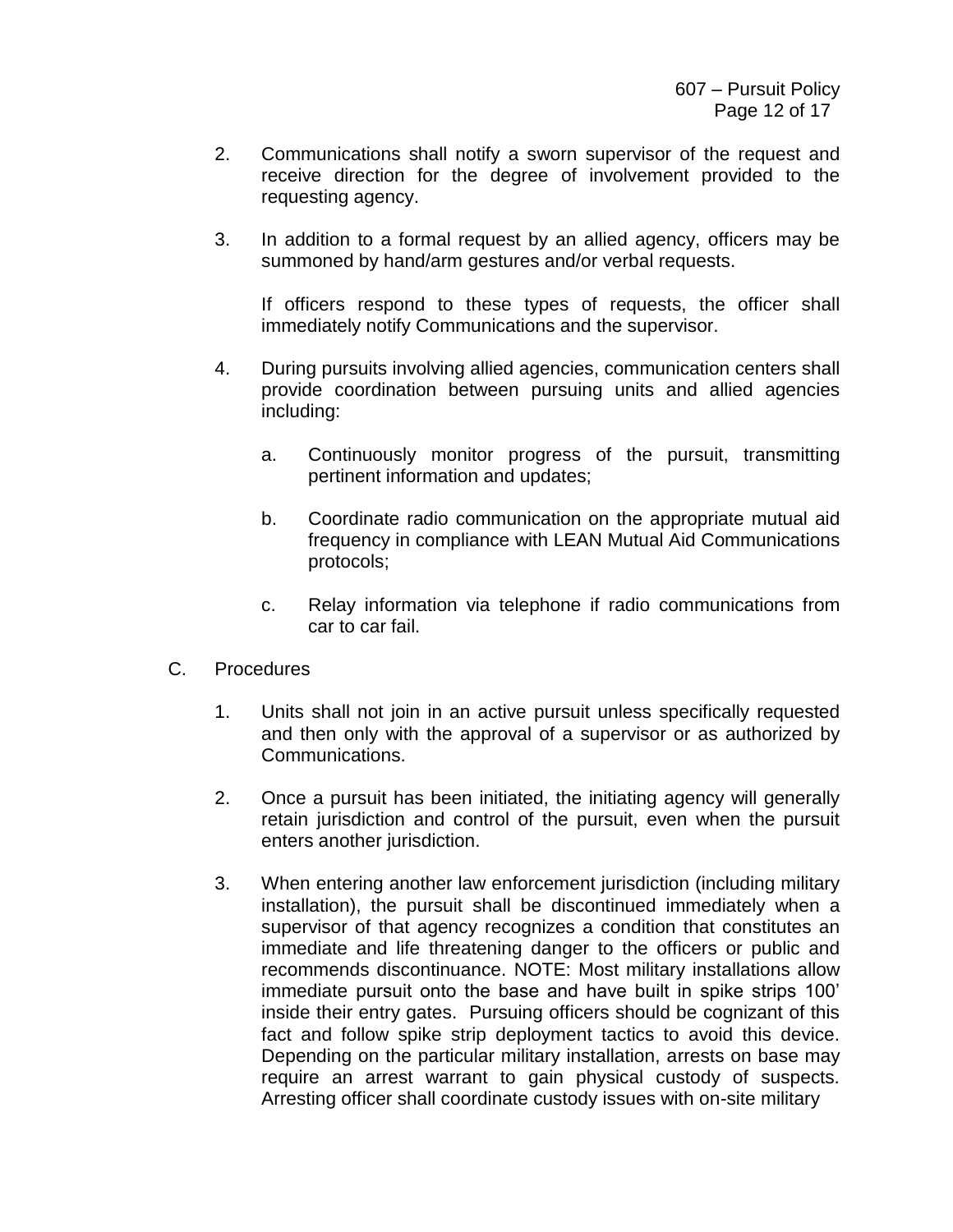2. Communications shall notify a sworn supervisor of the request and receive direction for the degree of involvement provided to the requesting agency.

3. In addition to a formal request by an allied agency, officers may be summoned by hand/arm gestures and/or verbal requests.

   If officers respond to these types of requests, the officer shall immediately notify Communications and the supervisor.

4. During pursuits involving allied agencies, communication centers shall provide coordination between pursuing units and allied agencies including:

   a. Continuously monitor progress of the pursuit, transmitting pertinent information and updates;

   b. Coordinate radio communication on the appropriate mutual aid frequency in compliance with LEAN Mutual Aid Communications protocols;

   c. Relay information via telephone if radio communications from car to car fail.

C. Procedures

1. Units shall not join in an active pursuit unless specifically requested and then only with the approval of a supervisor or as authorized by Communications.

2. Once a pursuit has been initiated, the initiating agency will generally retain jurisdiction and control of the pursuit, even when the pursuit enters another jurisdiction.

3. When entering another law enforcement jurisdiction (including military installation), the pursuit shall be discontinued immediately when a supervisor of that agency recognizes a condition that constitutes an immediate and life threatening danger to the officers or public and recommends discontinuance. NOTE: Most military installations allow immediate pursuit onto the base and have built in spike strips 100' inside their entry gates. Pursuing officers should be cognizant of this fact and follow spike strip deployment tactics to avoid this device. Depending on the particular military installation, arrests on base may require an arrest warrant to gain physical custody of suspects. Arresting officer shall coordinate custody issues with on-site military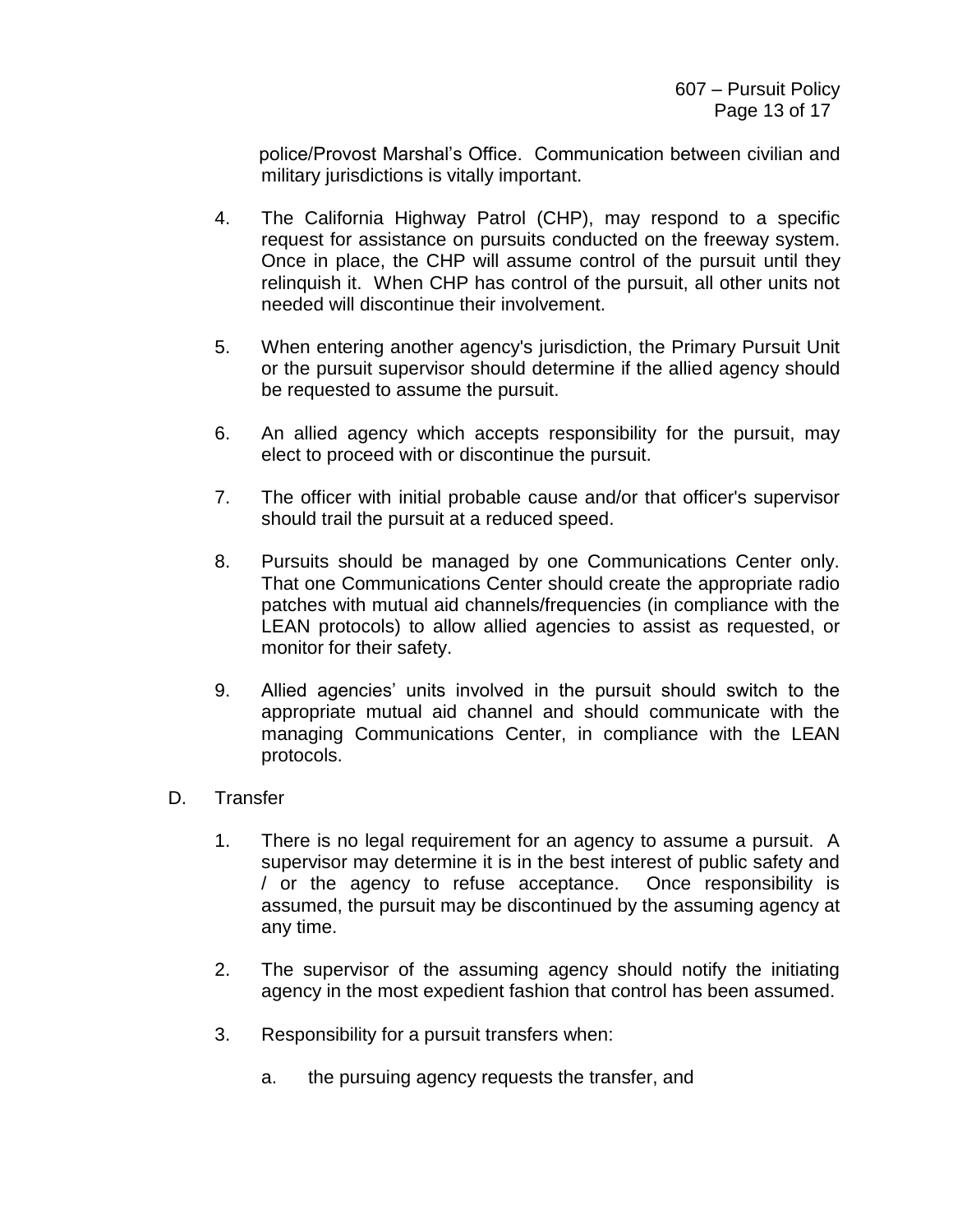police/Provost Marshal's Office. Communication between civilian and military jurisdictions is vitally important.

4. The California Highway Patrol (CHP), may respond to a specific request for assistance on pursuits conducted on the freeway system. Once in place, the CHP will assume control of the pursuit until they relinquish it. When CHP has control of the pursuit, all other units not needed will discontinue their involvement.

5. When entering another agency's jurisdiction, the Primary Pursuit Unit or the pursuit supervisor should determine if the allied agency should be requested to assume the pursuit.

6. An allied agency which accepts responsibility for the pursuit, may elect to proceed with or discontinue the pursuit.

7. The officer with initial probable cause and/or that officer's supervisor should trail the pursuit at a reduced speed.

8. Pursuits should be managed by one Communications Center only. That one Communications Center should create the appropriate radio patches with mutual aid channels/frequencies (in compliance with the LEAN protocols) to allow allied agencies to assist as requested, or monitor for their safety.

9. Allied agencies' units involved in the pursuit should switch to the appropriate mutual aid channel and should communicate with the managing Communications Center, in compliance with the LEAN protocols.

D. Transfer

1. There is no legal requirement for an agency to assume a pursuit. A supervisor may determine it is in the best interest of public safety and / or the agency to refuse acceptance. Once responsibility is assumed, the pursuit may be discontinued by the assuming agency at any time.

2. The supervisor of the assuming agency should notify the initiating agency in the most expedient fashion that control has been assumed.

3. Responsibility for a pursuit transfers when:

   a. the pursuing agency requests the transfer, and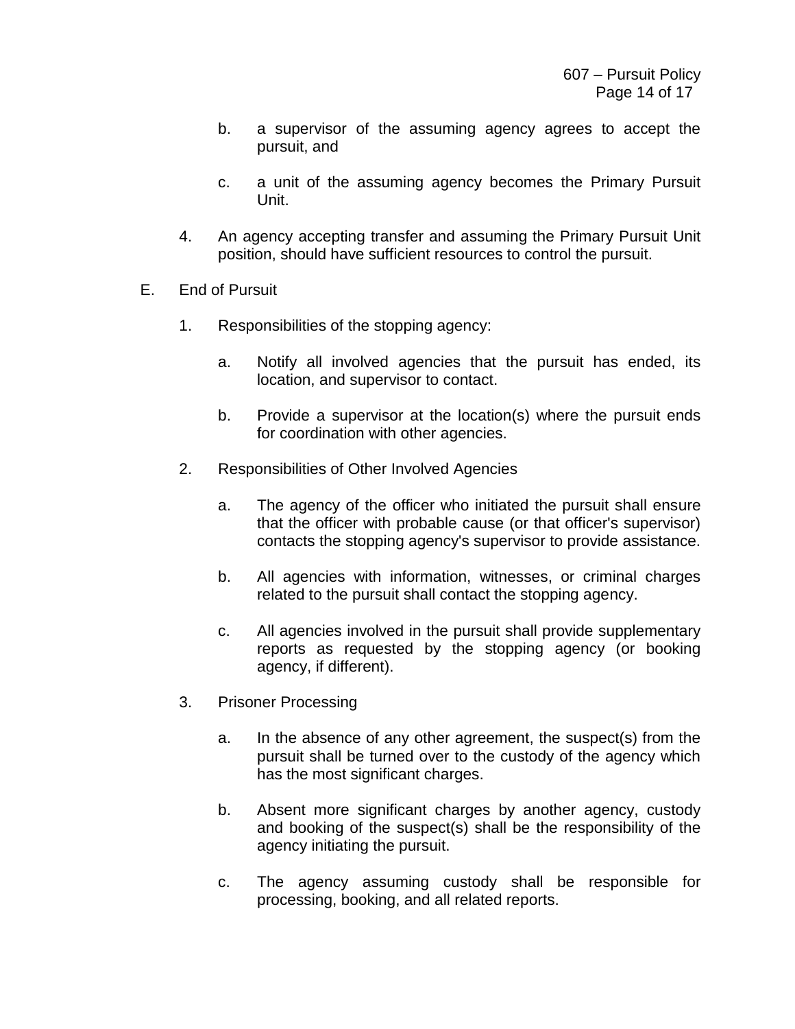b. a supervisor of the assuming agency agrees to accept the pursuit, and

c. a unit of the assuming agency becomes the Primary Pursuit Unit.

4. An agency accepting transfer and assuming the Primary Pursuit Unit position, should have sufficient resources to control the pursuit.

E. End of Pursuit

1. Responsibilities of the stopping agency:

   a. Notify all involved agencies that the pursuit has ended, its location, and supervisor to contact.

   b. Provide a supervisor at the location(s) where the pursuit ends for coordination with other agencies.

2. Responsibilities of Other Involved Agencies

   a. The agency of the officer who initiated the pursuit shall ensure that the officer with probable cause (or that officer's supervisor) contacts the stopping agency's supervisor to provide assistance.

   b. All agencies with information, witnesses, or criminal charges related to the pursuit shall contact the stopping agency.

   c. All agencies involved in the pursuit shall provide supplementary reports as requested by the stopping agency (or booking agency, if different).

3. Prisoner Processing

   a. In the absence of any other agreement, the suspect(s) from the pursuit shall be turned over to the custody of the agency which has the most significant charges.

   b. Absent more significant charges by another agency, custody and booking of the suspect(s) shall be the responsibility of the agency initiating the pursuit.

   c. The agency assuming custody shall be responsible for processing, booking, and all related reports.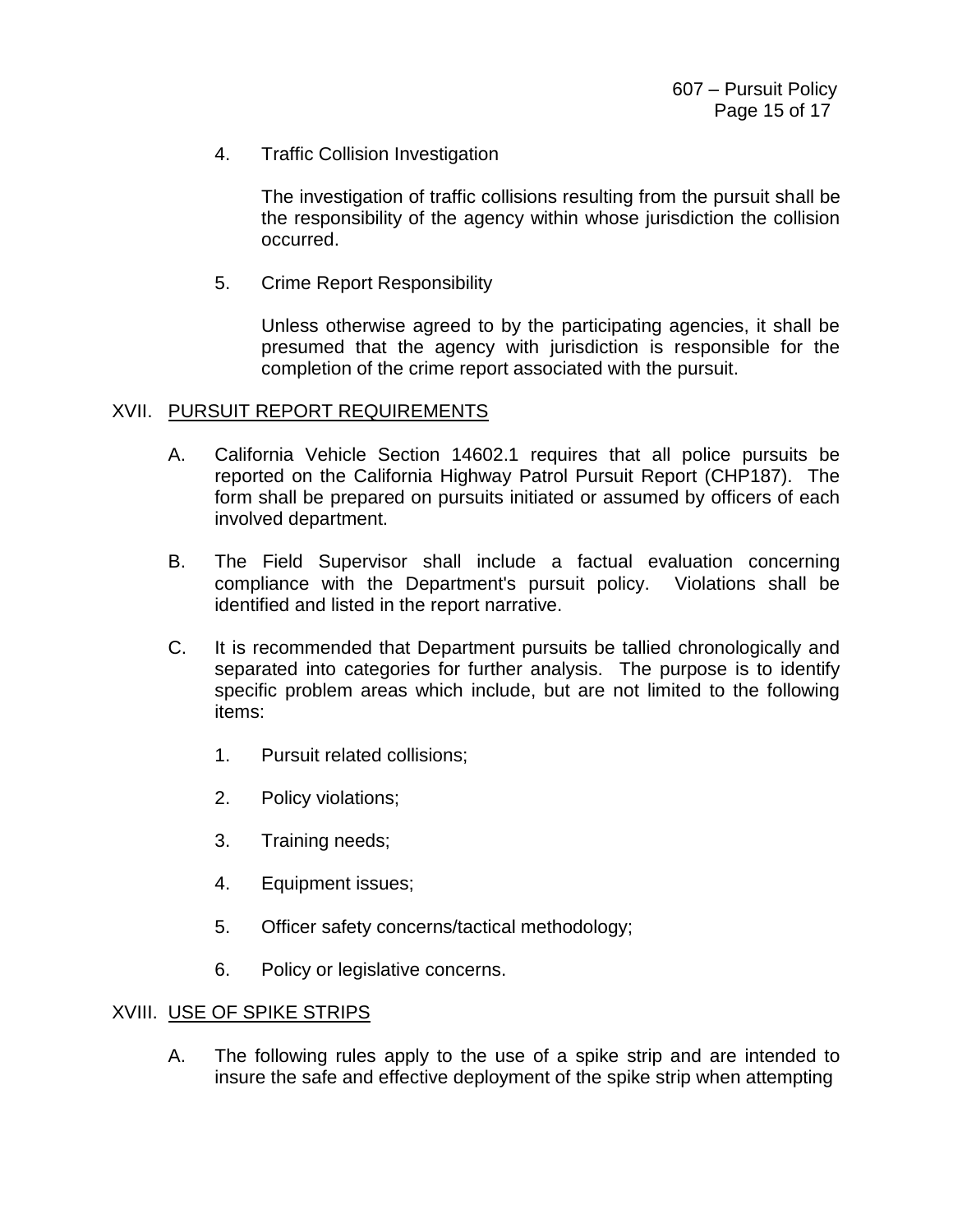4. Traffic Collision Investigation

   The investigation of traffic collisions resulting from the pursuit shall be the responsibility of the agency within whose jurisdiction the collision occurred.

5. Crime Report Responsibility

   Unless otherwise agreed to by the participating agencies, it shall be presumed that the agency with jurisdiction is responsible for the completion of the crime report associated with the pursuit.

## XVII. PURSUIT REPORT REQUIREMENTS

A. California Vehicle Section 14602.1 requires that all police pursuits be reported on the California Highway Patrol Pursuit Report (CHP187). The form shall be prepared on pursuits initiated or assumed by officers of each involved department.

B. The Field Supervisor shall include a factual evaluation concerning compliance with the Department's pursuit policy. Violations shall be identified and listed in the report narrative.

C. It is recommended that Department pursuits be tallied chronologically and separated into categories for further analysis. The purpose is to identify specific problem areas which include, but are not limited to the following items:

   1. Pursuit related collisions;

   2. Policy violations;

   3. Training needs;

   4. Equipment issues;

   5. Officer safety concerns/tactical methodology;

   6. Policy or legislative concerns.

## XVIII. USE OF SPIKE STRIPS

A. The following rules apply to the use of a spike strip and are intended to insure the safe and effective deployment of the spike strip when attempting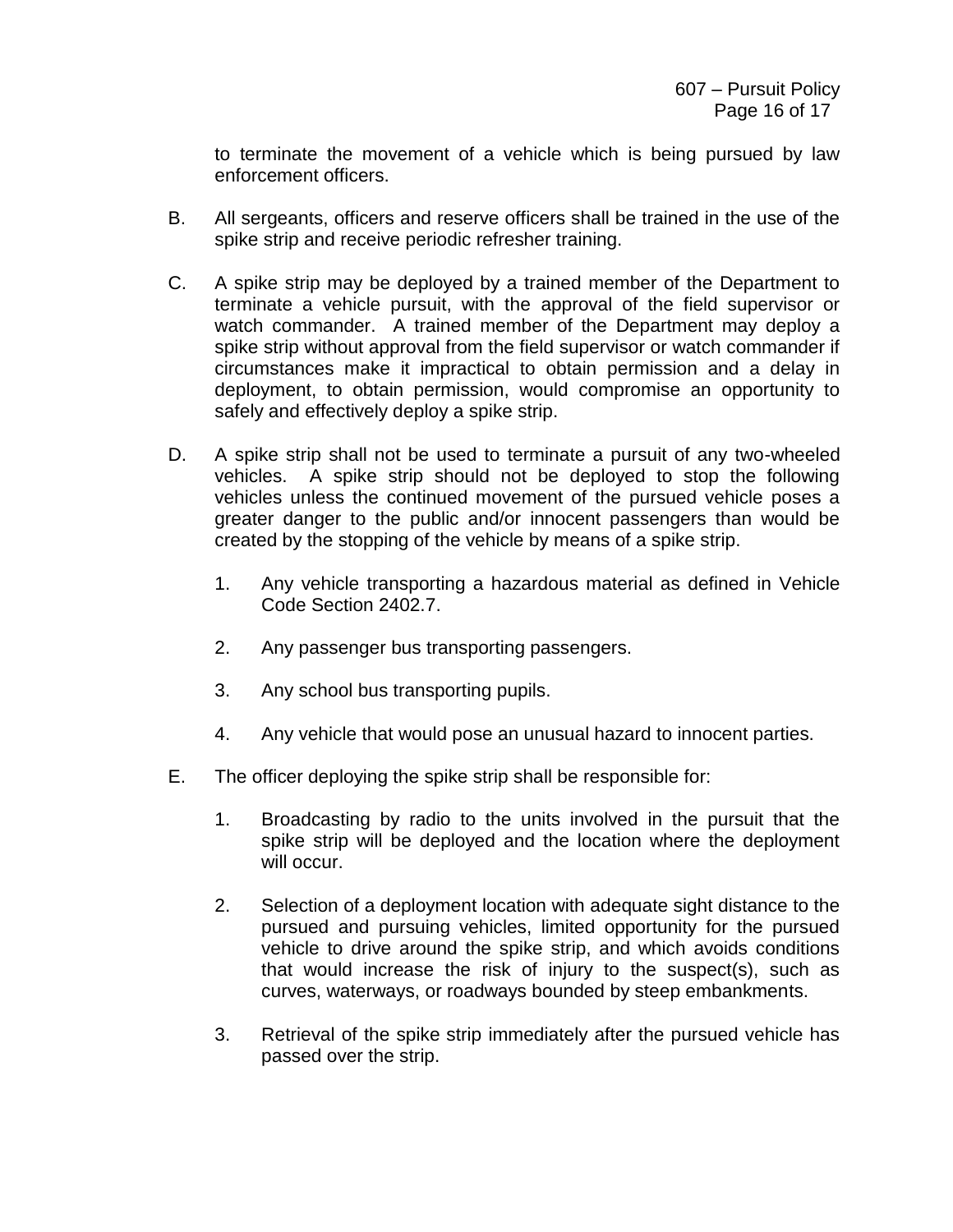to terminate the movement of a vehicle which is being pursued by law enforcement officers.

B. All sergeants, officers and reserve officers shall be trained in the use of the spike strip and receive periodic refresher training.

C. A spike strip may be deployed by a trained member of the Department to terminate a vehicle pursuit, with the approval of the field supervisor or watch commander. A trained member of the Department may deploy a spike strip without approval from the field supervisor or watch commander if circumstances make it impractical to obtain permission and a delay in deployment, to obtain permission, would compromise an opportunity to safely and effectively deploy a spike strip.

D. A spike strip shall not be used to terminate a pursuit of any two-wheeled vehicles. A spike strip should not be deployed to stop the following vehicles unless the continued movement of the pursued vehicle poses a greater danger to the public and/or innocent passengers than would be created by the stopping of the vehicle by means of a spike strip.

   1. Any vehicle transporting a hazardous material as defined in Vehicle Code Section 2402.7.

   2. Any passenger bus transporting passengers.

   3. Any school bus transporting pupils.

   4. Any vehicle that would pose an unusual hazard to innocent parties.

E. The officer deploying the spike strip shall be responsible for:

   1. Broadcasting by radio to the units involved in the pursuit that the spike strip will be deployed and the location where the deployment will occur.

   2. Selection of a deployment location with adequate sight distance to the pursued and pursuing vehicles, limited opportunity for the pursued vehicle to drive around the spike strip, and which avoids conditions that would increase the risk of injury to the suspect(s), such as curves, waterways, or roadways bounded by steep embankments.

   3. Retrieval of the spike strip immediately after the pursued vehicle has passed over the strip.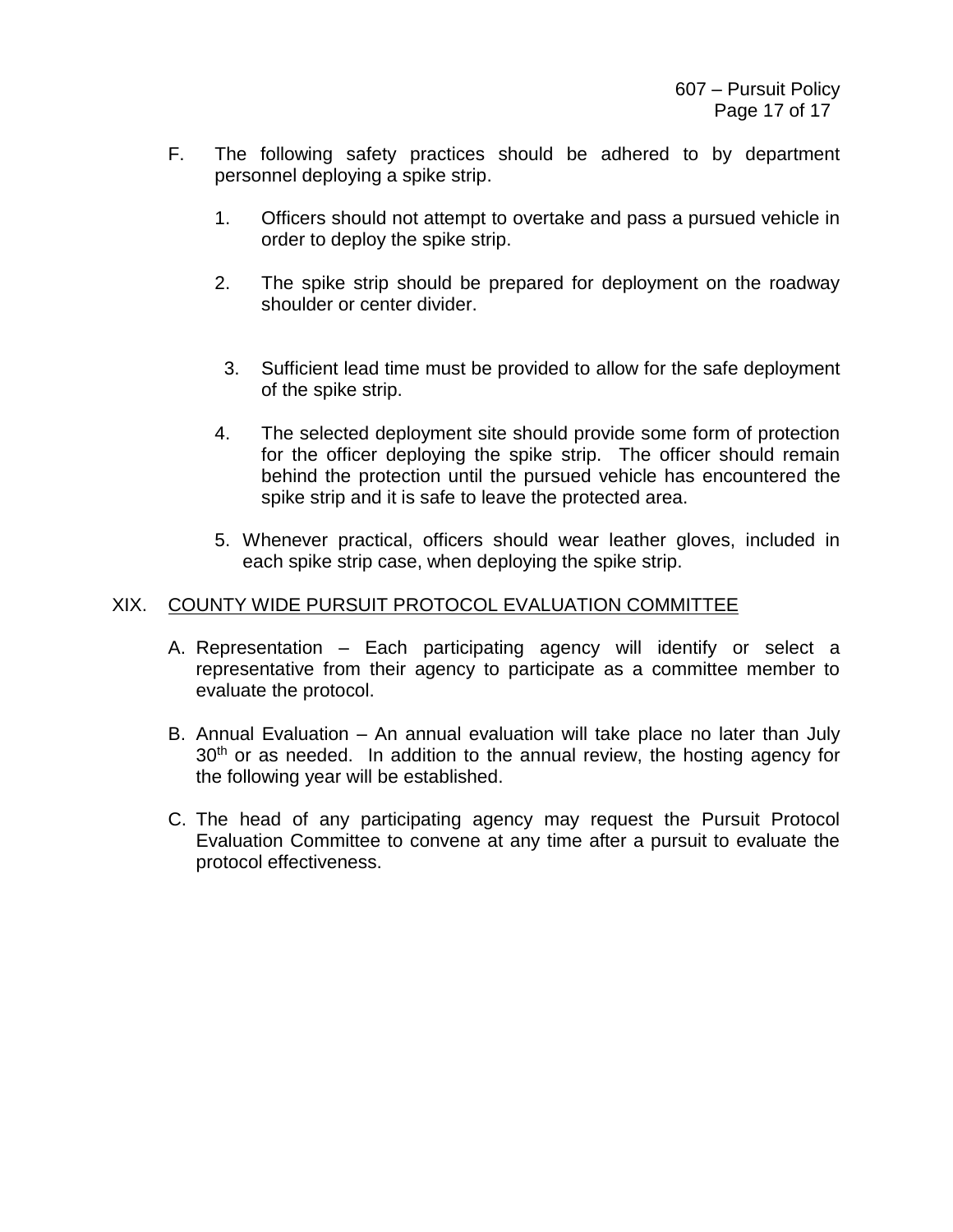F. The following safety practices should be adhered to by department personnel deploying a spike strip.

   1. Officers should not attempt to overtake and pass a pursued vehicle in order to deploy the spike strip.

   2. The spike strip should be prepared for deployment on the roadway shoulder or center divider.

   3. Sufficient lead time must be provided to allow for the safe deployment of the spike strip.

   4. The selected deployment site should provide some form of protection for the officer deploying the spike strip. The officer should remain behind the protection until the pursued vehicle has encountered the spike strip and it is safe to leave the protected area.

   5. Whenever practical, officers should wear leather gloves, included in each spike strip case, when deploying the spike strip.

## XIX. COUNTY WIDE PURSUIT PROTOCOL EVALUATION COMMITTEE

A. Representation – Each participating agency will identify or select a representative from their agency to participate as a committee member to evaluate the protocol.

B. Annual Evaluation – An annual evaluation will take place no later than July 30th or as needed. In addition to the annual review, the hosting agency for the following year will be established.

C. The head of any participating agency may request the Pursuit Protocol Evaluation Committee to convene at any time after a pursuit to evaluate the protocol effectiveness.